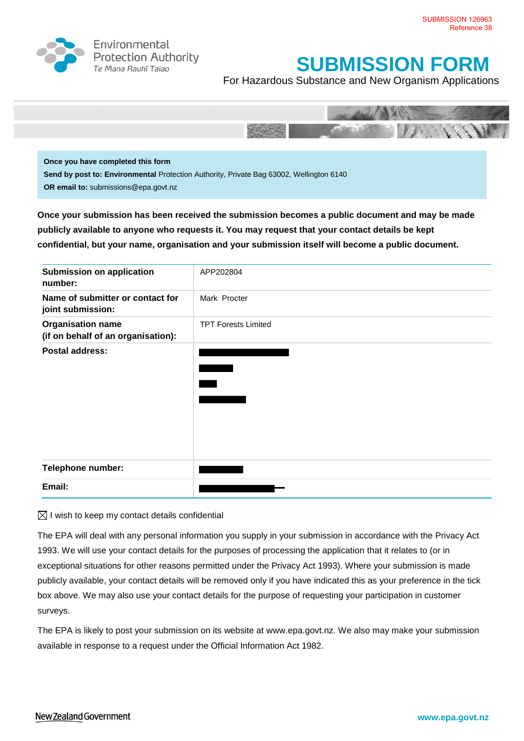SUBMISSION 126963
Reference 38

Environmental Protection Authority
Te Mana Rauhī Taiao

# SUBMISSION FORM

For Hazardous Substance and New Organism Applications

**Once you have completed this form**
**Send by post to: Environmental** Protection Authority, Private Bag 63002, Wellington 6140
**OR email to:** submissions@epa.govt.nz

**Once your submission has been received the submission becomes a public document and may be made publicly available to anyone who requests it. You may request that your contact details be kept confidential, but your name, organisation and your submission itself will become a public document.**

| | |
|---|---|
| **Submission on application number:** | APP202804 |
| **Name of submitter or contact for joint submission:** | Mark Procter |
| **Organisation name (if on behalf of an organisation):** | TPT Forests Limited |
| **Postal address:** | [redacted] |
| **Telephone number:** | [redacted] |
| **Email:** | [redacted] |

☒ I wish to keep my contact details confidential

The EPA will deal with any personal information you supply in your submission in accordance with the Privacy Act 1993. We will use your contact details for the purposes of processing the application that it relates to (or in exceptional situations for other reasons permitted under the Privacy Act 1993). Where your submission is made publicly available, your contact details will be removed only if you have indicated this as your preference in the tick box above. We may also use your contact details for the purpose of requesting your participation in customer surveys.

The EPA is likely to post your submission on its website at www.epa.govt.nz. We also may make your submission available in response to a request under the Official Information Act 1982.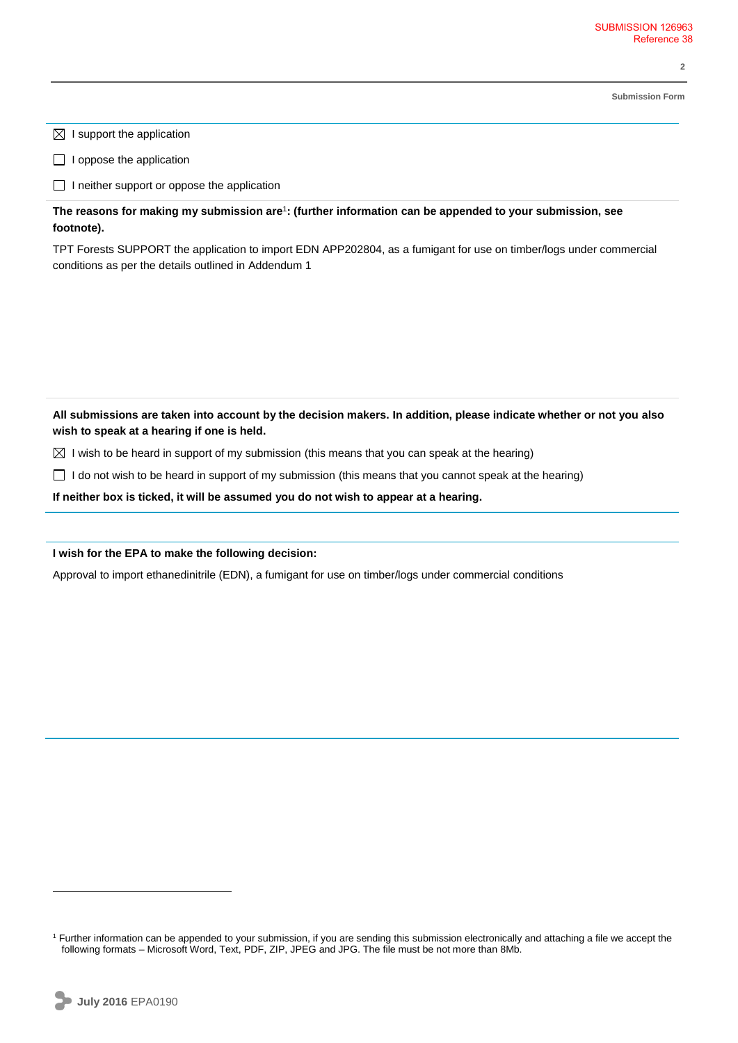SUBMISSION 126963
Reference 38

Submission Form

☒ I support the application

☐ I oppose the application

☐ I neither support or oppose the application

**The reasons for making my submission are[1]: (further information can be appended to your submission, see footnote).**

TPT Forests SUPPORT the application to import EDN APP202804, as a fumigant for use on timber/logs under commercial conditions as per the details outlined in Addendum 1

**All submissions are taken into account by the decision makers. In addition, please indicate whether or not you also wish to speak at a hearing if one is held.**

☒ I wish to be heard in support of my submission (this means that you can speak at the hearing)

☐ I do not wish to be heard in support of my submission (this means that you cannot speak at the hearing)

**If neither box is ticked, it will be assumed you do not wish to appear at a hearing.**

**I wish for the EPA to make the following decision:**

Approval to import ethanedinitrile (EDN), a fumigant for use on timber/logs under commercial conditions

[1] Further information can be appended to your submission, if you are sending this submission electronically and attaching a file we accept the following formats – Microsoft Word, Text, PDF, ZIP, JPEG and JPG. The file must be not more than 8Mb.

**July 2016** EPA0190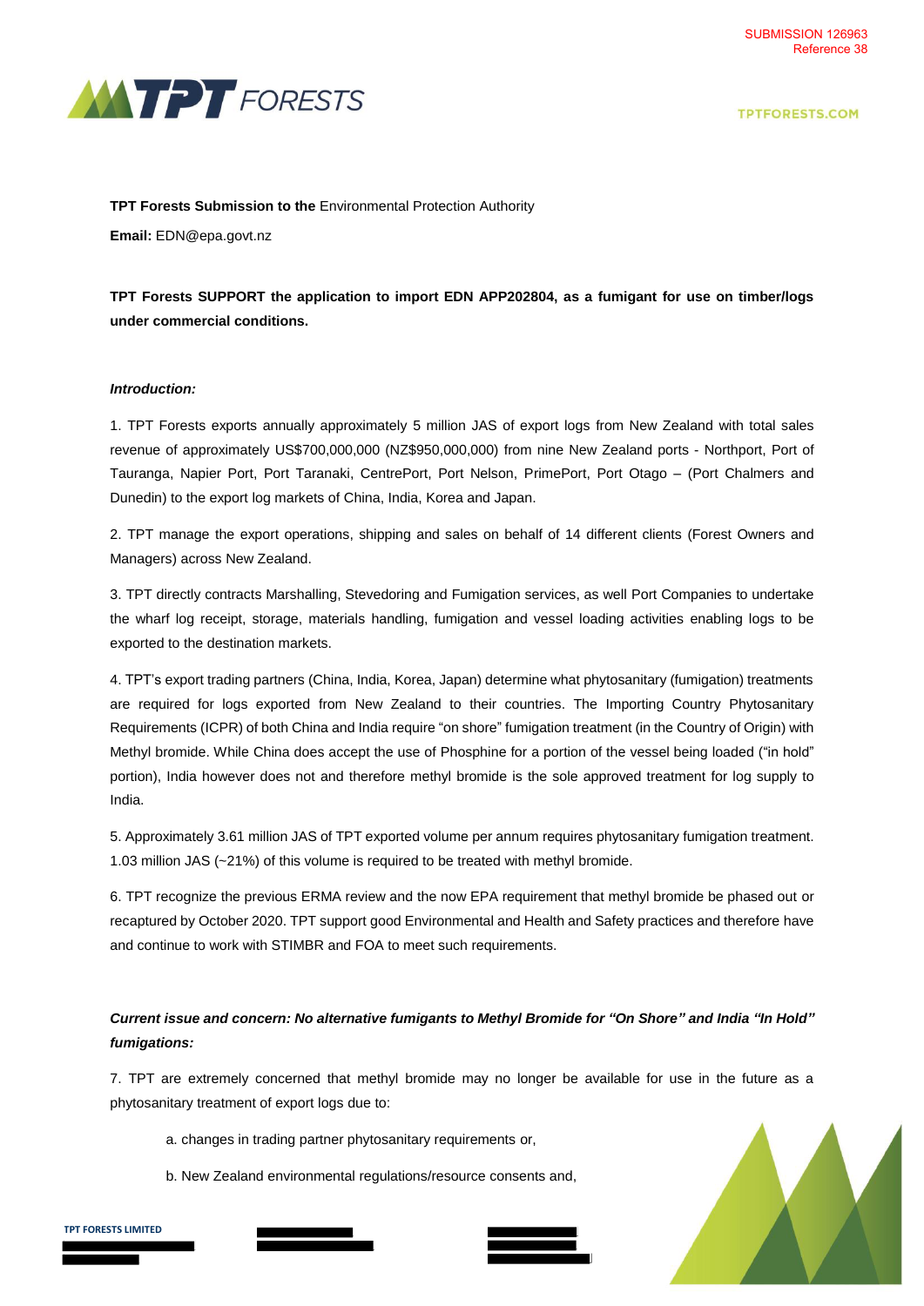SUBMISSION 126963
Reference 38

**TPT Forests Submission to the** Environmental Protection Authority

**Email:** EDN@epa.govt.nz

**TPT Forests SUPPORT the application to import EDN APP202804, as a fumigant for use on timber/logs under commercial conditions.**

***Introduction:***

1. TPT Forests exports annually approximately 5 million JAS of export logs from New Zealand with total sales revenue of approximately US$700,000,000 (NZ$950,000,000) from nine New Zealand ports - Northport, Port of Tauranga, Napier Port, Port Taranaki, CentrePort, Port Nelson, PrimePort, Port Otago – (Port Chalmers and Dunedin) to the export log markets of China, India, Korea and Japan.

2. TPT manage the export operations, shipping and sales on behalf of 14 different clients (Forest Owners and Managers) across New Zealand.

3. TPT directly contracts Marshalling, Stevedoring and Fumigation services, as well Port Companies to undertake the wharf log receipt, storage, materials handling, fumigation and vessel loading activities enabling logs to be exported to the destination markets.

4. TPT's export trading partners (China, India, Korea, Japan) determine what phytosanitary (fumigation) treatments are required for logs exported from New Zealand to their countries. The Importing Country Phytosanitary Requirements (ICPR) of both China and India require "on shore" fumigation treatment (in the Country of Origin) with Methyl bromide. While China does accept the use of Phosphine for a portion of the vessel being loaded ("in hold" portion), India however does not and therefore methyl bromide is the sole approved treatment for log supply to India.

5. Approximately 3.61 million JAS of TPT exported volume per annum requires phytosanitary fumigation treatment. 1.03 million JAS (~21%) of this volume is required to be treated with methyl bromide.

6. TPT recognize the previous ERMA review and the now EPA requirement that methyl bromide be phased out or recaptured by October 2020. TPT support good Environmental and Health and Safety practices and therefore have and continue to work with STIMBR and FOA to meet such requirements.

***Current issue and concern: No alternative fumigants to Methyl Bromide for "On Shore" and India "In Hold" fumigations:***

7. TPT are extremely concerned that methyl bromide may no longer be available for use in the future as a phytosanitary treatment of export logs due to:

   a. changes in trading partner phytosanitary requirements or,

   b. New Zealand environmental regulations/resource consents and,

**TPT FORESTS LIMITED**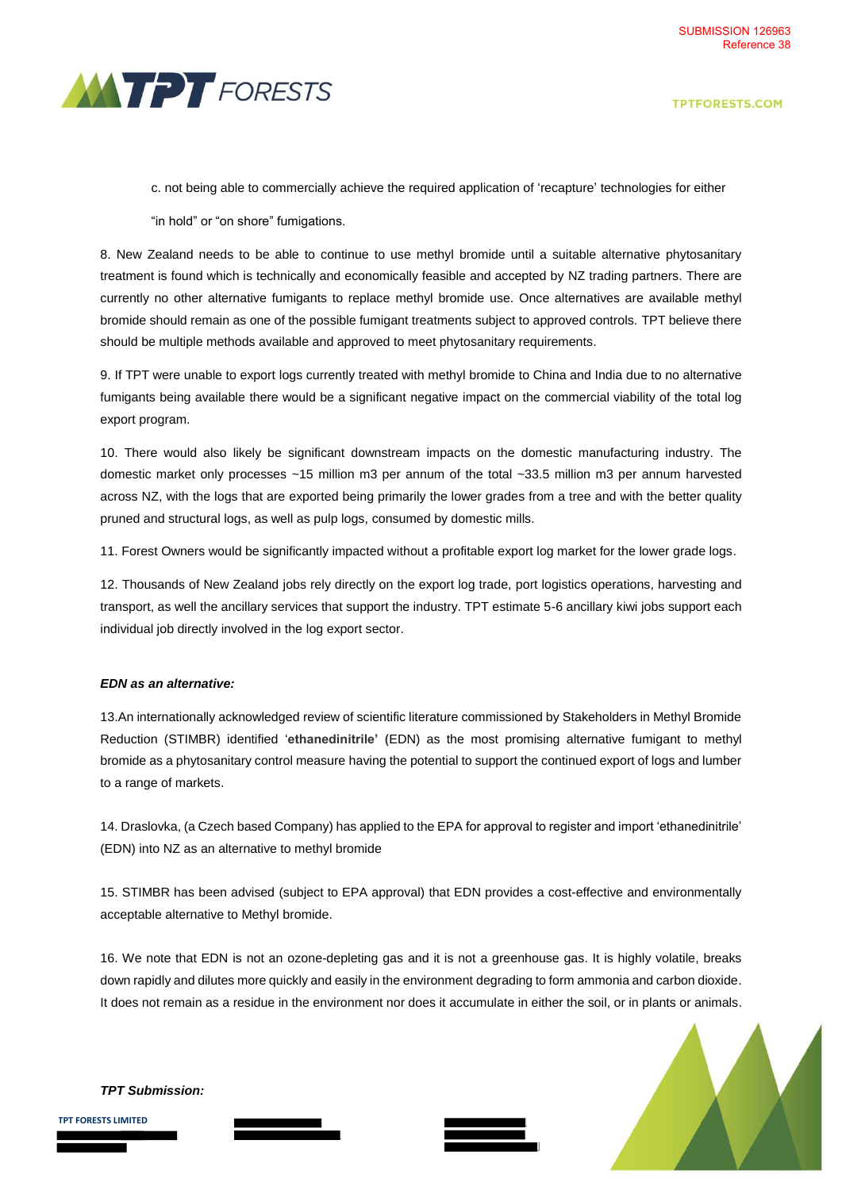c. not being able to commercially achieve the required application of 'recapture' technologies for either "in hold" or "on shore" fumigations.

8. New Zealand needs to be able to continue to use methyl bromide until a suitable alternative phytosanitary treatment is found which is technically and economically feasible and accepted by NZ trading partners. There are currently no other alternative fumigants to replace methyl bromide use. Once alternatives are available methyl bromide should remain as one of the possible fumigant treatments subject to approved controls. TPT believe there should be multiple methods available and approved to meet phytosanitary requirements.

9. If TPT were unable to export logs currently treated with methyl bromide to China and India due to no alternative fumigants being available there would be a significant negative impact on the commercial viability of the total log export program.

10. There would also likely be significant downstream impacts on the domestic manufacturing industry. The domestic market only processes ~15 million m3 per annum of the total ~33.5 million m3 per annum harvested across NZ, with the logs that are exported being primarily the lower grades from a tree and with the better quality pruned and structural logs, as well as pulp logs, consumed by domestic mills.

11. Forest Owners would be significantly impacted without a profitable export log market for the lower grade logs.

12. Thousands of New Zealand jobs rely directly on the export log trade, port logistics operations, harvesting and transport, as well the ancillary services that support the industry. TPT estimate 5-6 ancillary kiwi jobs support each individual job directly involved in the log export sector.

***EDN as an alternative:***

13.An internationally acknowledged review of scientific literature commissioned by Stakeholders in Methyl Bromide Reduction (STIMBR) identified '**ethanedinitrile'** (EDN) as the most promising alternative fumigant to methyl bromide as a phytosanitary control measure having the potential to support the continued export of logs and lumber to a range of markets.

14. Draslovka, (a Czech based Company) has applied to the EPA for approval to register and import 'ethanedinitrile' (EDN) into NZ as an alternative to methyl bromide

15. STIMBR has been advised (subject to EPA approval) that EDN provides a cost-effective and environmentally acceptable alternative to Methyl bromide.

16. We note that EDN is not an ozone-depleting gas and it is not a greenhouse gas. It is highly volatile, breaks down rapidly and dilutes more quickly and easily in the environment degrading to form ammonia and carbon dioxide. It does not remain as a residue in the environment nor does it accumulate in either the soil, or in plants or animals.

***TPT Submission:***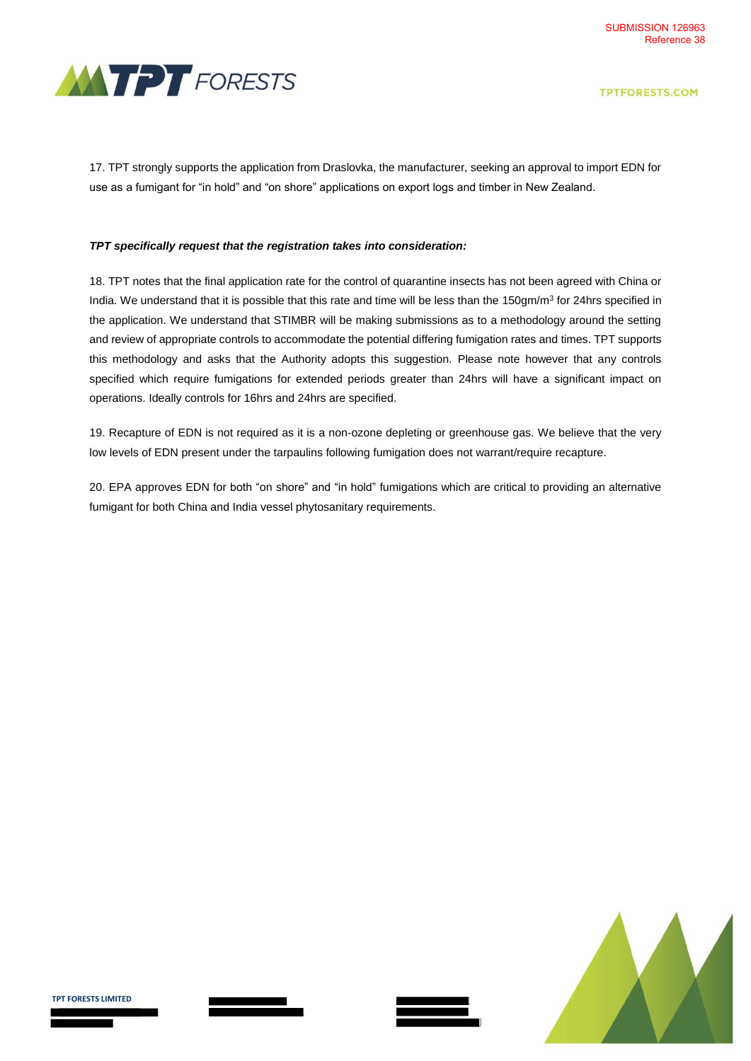17. TPT strongly supports the application from Draslovka, the manufacturer, seeking an approval to import EDN for use as a fumigant for "in hold" and "on shore" applications on export logs and timber in New Zealand.

***TPT specifically request that the registration takes into consideration:***

18. TPT notes that the final application rate for the control of quarantine insects has not been agreed with China or India. We understand that it is possible that this rate and time will be less than the 150gm/m$^3$ for 24hrs specified in the application. We understand that STIMBR will be making submissions as to a methodology around the setting and review of appropriate controls to accommodate the potential differing fumigation rates and times. TPT supports this methodology and asks that the Authority adopts this suggestion. Please note however that any controls specified which require fumigations for extended periods greater than 24hrs will have a significant impact on operations. Ideally controls for 16hrs and 24hrs are specified.

19. Recapture of EDN is not required as it is a non-ozone depleting or greenhouse gas. We believe that the very low levels of EDN present under the tarpaulins following fumigation does not warrant/require recapture.

20. EPA approves EDN for both "on shore" and "in hold" fumigations which are critical to providing an alternative fumigant for both China and India vessel phytosanitary requirements.